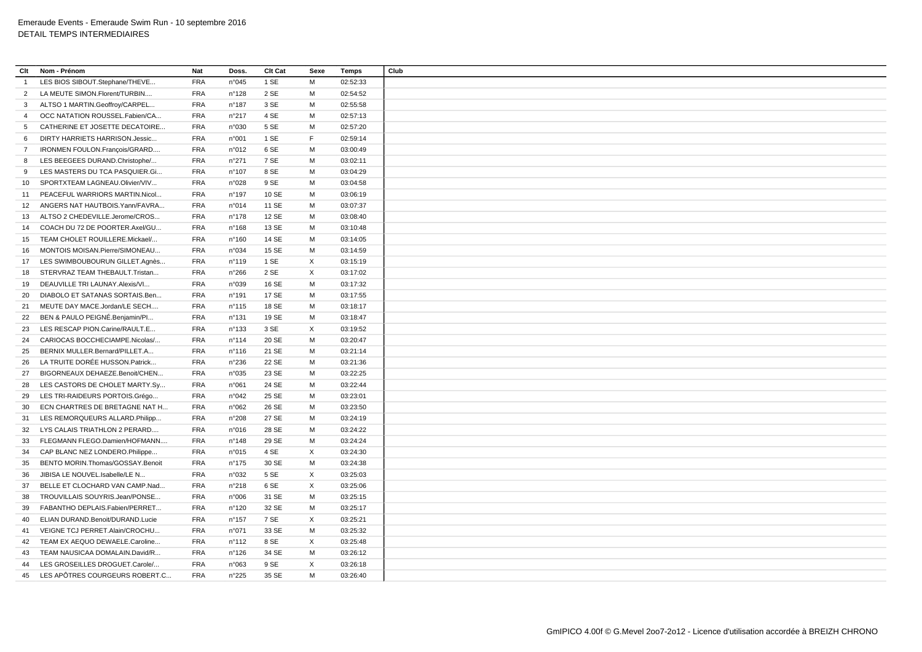Emeraude Events - Emeraude Swim Run - 10 septembre 2016
DETAIL TEMPS INTERMEDIAIRES

| Clt | Nom - Prénom | Nat | Doss. | Clt Cat | Sexe | Temps | Club |
|---|---|---|---|---|---|---|---|
| 1 | LES BIOS SIBOUT.Stephane/THEVE... | FRA | n°045 | 1 SE | M | 02:52:33 | |
| 2 | LA MEUTE SIMON.Florent/TURBIN.... | FRA | n°128 | 2 SE | M | 02:54:52 | |
| 3 | ALTSO 1 MARTIN.Geoffroy/CARPEL... | FRA | n°187 | 3 SE | M | 02:55:58 | |
| 4 | OCC NATATION ROUSSEL.Fabien/CA... | FRA | n°217 | 4 SE | M | 02:57:13 | |
| 5 | CATHERINE ET JOSETTE DECATOIRE... | FRA | n°030 | 5 SE | M | 02:57:20 | |
| 6 | DIRTY HARRIETS HARRISON.Jessic... | FRA | n°001 | 1 SE | F | 02:59:14 | |
| 7 | IRONMEN FOULON.François/GRARD.... | FRA | n°012 | 6 SE | M | 03:00:49 | |
| 8 | LES BEEGEES DURAND.Christophe/... | FRA | n°271 | 7 SE | M | 03:02:11 | |
| 9 | LES MASTERS DU TCA PASQUIER.Gi... | FRA | n°107 | 8 SE | M | 03:04:29 | |
| 10 | SPORTXTEAM LAGNEAU.Olivier/VIV... | FRA | n°028 | 9 SE | M | 03:04:58 | |
| 11 | PEACEFUL WARRIORS MARTIN.Nicol... | FRA | n°197 | 10 SE | M | 03:06:19 | |
| 12 | ANGERS NAT HAUTBOIS.Yann/FAVRA... | FRA | n°014 | 11 SE | M | 03:07:37 | |
| 13 | ALTSO 2 CHEDEVILLE.Jerome/CROS... | FRA | n°178 | 12 SE | M | 03:08:40 | |
| 14 | COACH DU 72 DE POORTER.Axel/GU... | FRA | n°168 | 13 SE | M | 03:10:48 | |
| 15 | TEAM CHOLET ROUILLERE.Mickael/... | FRA | n°160 | 14 SE | M | 03:14:05 | |
| 16 | MONTOIS MOISAN.Pierre/SIMONEAU... | FRA | n°034 | 15 SE | M | 03:14:59 | |
| 17 | LES SWIMBOUBOURUN GILLET.Agnès... | FRA | n°119 | 1 SE | X | 03:15:19 | |
| 18 | STERVRAZ TEAM THEBAULT.Tristan... | FRA | n°266 | 2 SE | X | 03:17:02 | |
| 19 | DEAUVILLE TRI LAUNAY.Alexis/VI... | FRA | n°039 | 16 SE | M | 03:17:32 | |
| 20 | DIABOLO ET SATANAS SORTAIS.Ben... | FRA | n°191 | 17 SE | M | 03:17:55 | |
| 21 | MEUTE DAY MACE.Jordan/LE SECH.... | FRA | n°115 | 18 SE | M | 03:18:17 | |
| 22 | BEN & PAULO PEIGNÉ.Benjamin/PI... | FRA | n°131 | 19 SE | M | 03:18:47 | |
| 23 | LES RESCAP PION.Carine/RAULT.E... | FRA | n°133 | 3 SE | X | 03:19:52 | |
| 24 | CARIOCAS BOCCHECIAMPE.Nicolas/... | FRA | n°114 | 20 SE | M | 03:20:47 | |
| 25 | BERNIX MULLER.Bernard/PILLET.A... | FRA | n°116 | 21 SE | M | 03:21:14 | |
| 26 | LA TRUITE DORÉE HUSSON.Patrick... | FRA | n°236 | 22 SE | M | 03:21:36 | |
| 27 | BIGORNEAUX DEHAEZE.Benoit/CHEN... | FRA | n°035 | 23 SE | M | 03:22:25 | |
| 28 | LES CASTORS DE CHOLET MARTY.Sy... | FRA | n°061 | 24 SE | M | 03:22:44 | |
| 29 | LES TRI-RAIDEURS PORTOIS.Grégo... | FRA | n°042 | 25 SE | M | 03:23:01 | |
| 30 | ECN CHARTRES DE BRETAGNE NAT H... | FRA | n°062 | 26 SE | M | 03:23:50 | |
| 31 | LES REMORQUEURS ALLARD.Philipp... | FRA | n°208 | 27 SE | M | 03:24:19 | |
| 32 | LYS CALAIS TRIATHLON 2 PERARD.... | FRA | n°016 | 28 SE | M | 03:24:22 | |
| 33 | FLEGMANN FLEGO.Damien/HOFMANN.... | FRA | n°148 | 29 SE | M | 03:24:24 | |
| 34 | CAP BLANC NEZ LONDERO.Philippe... | FRA | n°015 | 4 SE | X | 03:24:30 | |
| 35 | BENTO MORIN.Thomas/GOSSAY.Benoit | FRA | n°175 | 30 SE | M | 03:24:38 | |
| 36 | JIBISA LE NOUVEL.Isabelle/LE N... | FRA | n°032 | 5 SE | X | 03:25:03 | |
| 37 | BELLE ET CLOCHARD VAN CAMP.Nad... | FRA | n°218 | 6 SE | X | 03:25:06 | |
| 38 | TROUVILLAIS SOUYRIS.Jean/PONSE... | FRA | n°006 | 31 SE | M | 03:25:15 | |
| 39 | FABANTHO DEPLAIS.Fabien/PERRET... | FRA | n°120 | 32 SE | M | 03:25:17 | |
| 40 | ELIAN DURAND.Benoit/DURAND.Lucie | FRA | n°157 | 7 SE | X | 03:25:21 | |
| 41 | VEIGNE TCJ PERRET.Alain/CROCHU... | FRA | n°071 | 33 SE | M | 03:25:32 | |
| 42 | TEAM EX AEQUO DEWAELE.Caroline... | FRA | n°112 | 8 SE | X | 03:25:48 | |
| 43 | TEAM NAUSICAA DOMALAIN.David/R... | FRA | n°126 | 34 SE | M | 03:26:12 | |
| 44 | LES GROSEILLES DROGUET.Carole/... | FRA | n°063 | 9 SE | X | 03:26:18 | |
| 45 | LES APÔTRES COURGEURS ROBERT.C... | FRA | n°225 | 35 SE | M | 03:26:40 | |

GmIPICO 4.00f © G.Mevel 2oo7-2o12 - Licence d'utilisation accordée à BREIZH CHRONO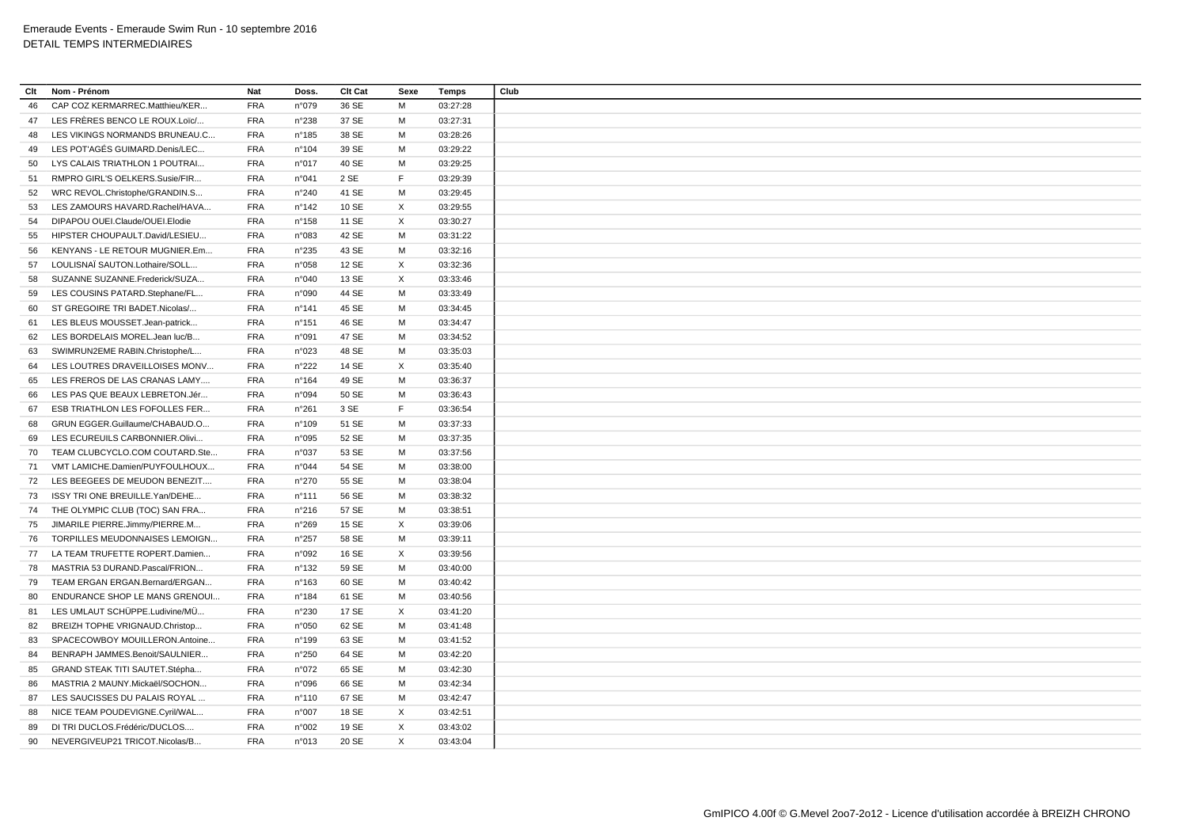Emeraude Events - Emeraude Swim Run - 10 septembre 2016
DETAIL TEMPS INTERMEDIAIRES

| Clt | Nom - Prénom | Nat | Doss. | Clt Cat | Sexe | Temps | Club |
|---|---|---|---|---|---|---|---|
| 46 | CAP COZ KERMARREC.Matthieu/KER... | FRA | n°079 | 36 SE | M | 03:27:28 | |
| 47 | LES FRÈRES BENCO LE ROUX.Loïc/... | FRA | n°238 | 37 SE | M | 03:27:31 | |
| 48 | LES VIKINGS NORMANDS BRUNEAU.C... | FRA | n°185 | 38 SE | M | 03:28:26 | |
| 49 | LES POT'AGÉS GUIMARD.Denis/LEC... | FRA | n°104 | 39 SE | M | 03:29:22 | |
| 50 | LYS CALAIS TRIATHLON 1 POUTRAI... | FRA | n°017 | 40 SE | M | 03:29:25 | |
| 51 | RMPRO GIRL'S OELKERS.Susie/FIR... | FRA | n°041 | 2 SE | F | 03:29:39 | |
| 52 | WRC REVOL.Christophe/GRANDIN.S... | FRA | n°240 | 41 SE | M | 03:29:45 | |
| 53 | LES ZAMOURS HAVARD.Rachel/HAVA... | FRA | n°142 | 10 SE | X | 03:29:55 | |
| 54 | DIPAPOU OUEI.Claude/OUEI.Elodie | FRA | n°158 | 11 SE | X | 03:30:27 | |
| 55 | HIPSTER CHOUPAULT.David/LESIEU... | FRA | n°083 | 42 SE | M | 03:31:22 | |
| 56 | KENYANS - LE RETOUR MUGNIER.Em... | FRA | n°235 | 43 SE | M | 03:32:16 | |
| 57 | LOULISNAÏ SAUTON.Lothaire/SOLL... | FRA | n°058 | 12 SE | X | 03:32:36 | |
| 58 | SUZANNE SUZANNE.Frederick/SUZA... | FRA | n°040 | 13 SE | X | 03:33:46 | |
| 59 | LES COUSINS PATARD.Stephane/FL... | FRA | n°090 | 44 SE | M | 03:33:49 | |
| 60 | ST GREGOIRE TRI BADET.Nicolas/... | FRA | n°141 | 45 SE | M | 03:34:45 | |
| 61 | LES BLEUS MOUSSET.Jean-patrick... | FRA | n°151 | 46 SE | M | 03:34:47 | |
| 62 | LES BORDELAIS MOREL.Jean luc/B... | FRA | n°091 | 47 SE | M | 03:34:52 | |
| 63 | SWIMRUN2EME RABIN.Christophe/L... | FRA | n°023 | 48 SE | M | 03:35:03 | |
| 64 | LES LOUTRES DRAVEILLOISES MONV... | FRA | n°222 | 14 SE | X | 03:35:40 | |
| 65 | LES FREROS DE LAS CRANAS LAMY.... | FRA | n°164 | 49 SE | M | 03:36:37 | |
| 66 | LES PAS QUE BEAUX LEBRETON.Jér... | FRA | n°094 | 50 SE | M | 03:36:43 | |
| 67 | ESB TRIATHLON LES FOFOLLES FER... | FRA | n°261 | 3 SE | F | 03:36:54 | |
| 68 | GRUN EGGER.Guillaume/CHABAUD.O... | FRA | n°109 | 51 SE | M | 03:37:33 | |
| 69 | LES ECUREUILS CARBONNIER.Olivi... | FRA | n°095 | 52 SE | M | 03:37:35 | |
| 70 | TEAM CLUBCYCLO.COM COUTARD.Ste... | FRA | n°037 | 53 SE | M | 03:37:56 | |
| 71 | VMT LAMICHE.Damien/PUYFOULHOUX... | FRA | n°044 | 54 SE | M | 03:38:00 | |
| 72 | LES BEEGEES DE MEUDON BENEZIT.... | FRA | n°270 | 55 SE | M | 03:38:04 | |
| 73 | ISSY TRI ONE BREUILLE.Yan/DEHE... | FRA | n°111 | 56 SE | M | 03:38:32 | |
| 74 | THE OLYMPIC CLUB (TOC) SAN FRA... | FRA | n°216 | 57 SE | M | 03:38:51 | |
| 75 | JIMARILE PIERRE.Jimmy/PIERRE.M... | FRA | n°269 | 15 SE | X | 03:39:06 | |
| 76 | TORPILLES MEUDONNAISES LEMOIGN... | FRA | n°257 | 58 SE | M | 03:39:11 | |
| 77 | LA TEAM TRUFETTE ROPERT.Damien... | FRA | n°092 | 16 SE | X | 03:39:56 | |
| 78 | MASTRIA 53 DURAND.Pascal/FRION... | FRA | n°132 | 59 SE | M | 03:40:00 | |
| 79 | TEAM ERGAN ERGAN.Bernard/ERGAN... | FRA | n°163 | 60 SE | M | 03:40:42 | |
| 80 | ENDURANCE SHOP LE MANS GRENOUI... | FRA | n°184 | 61 SE | M | 03:40:56 | |
| 81 | LES UMLAUT SCHÜPPE.Ludivine/MÜ... | FRA | n°230 | 17 SE | X | 03:41:20 | |
| 82 | BREIZH TOPHE VRIGNAUD.Christop... | FRA | n°050 | 62 SE | M | 03:41:48 | |
| 83 | SPACECOWBOY MOUILLERON.Antoine... | FRA | n°199 | 63 SE | M | 03:41:52 | |
| 84 | BENRAPH JAMMES.Benoit/SAULNIER... | FRA | n°250 | 64 SE | M | 03:42:20 | |
| 85 | GRAND STEAK TITI SAUTET.Stépha... | FRA | n°072 | 65 SE | M | 03:42:30 | |
| 86 | MASTRIA 2 MAUNY.Mickaël/SOCHON... | FRA | n°096 | 66 SE | M | 03:42:34 | |
| 87 | LES SAUCISSES DU PALAIS ROYAL ... | FRA | n°110 | 67 SE | M | 03:42:47 | |
| 88 | NICE TEAM POUDEVIGNE.Cyril/WAL... | FRA | n°007 | 18 SE | X | 03:42:51 | |
| 89 | DI TRI DUCLOS.Frédéric/DUCLOS.... | FRA | n°002 | 19 SE | X | 03:43:02 | |
| 90 | NEVERGIVEUP21 TRICOT.Nicolas/B... | FRA | n°013 | 20 SE | X | 03:43:04 | |

GmIPICO 4.00f © G.Mevel 2oo7-2o12 - Licence d'utilisation accordée à BREIZH CHRONO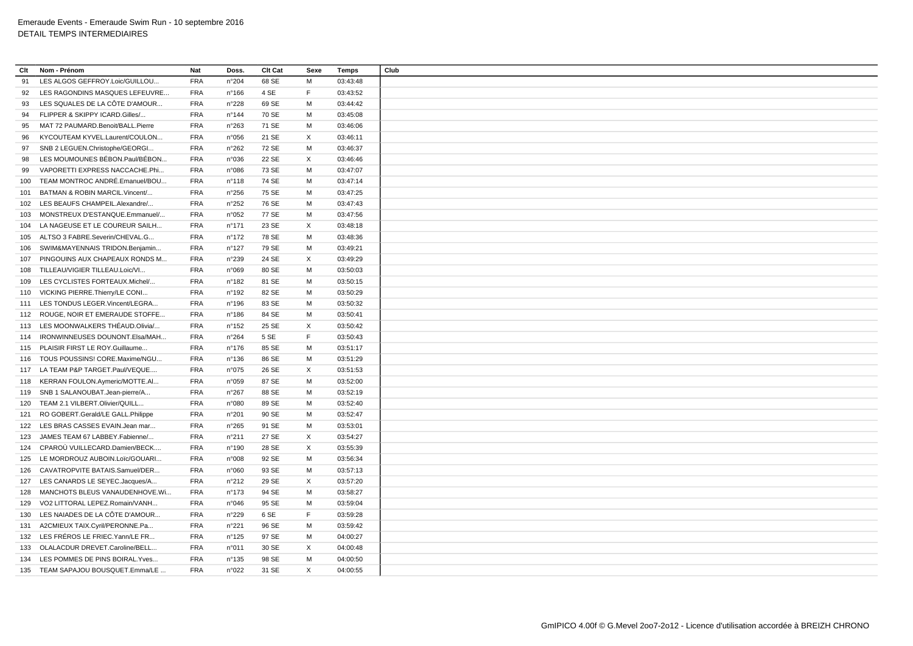Emeraude Events - Emeraude Swim Run - 10 septembre 2016
DETAIL TEMPS INTERMEDIAIRES

| Clt | Nom - Prénom | Nat | Doss. | Clt Cat | Sexe | Temps | Club |
|---|---|---|---|---|---|---|---|
| 91 | LES ALGOS GEFFROY.Loic/GUILLOU... | FRA | n°204 | 68 SE | M | 03:43:48 | |
| 92 | LES RAGONDINS MASQUES LEFEUVRE... | FRA | n°166 | 4 SE | F | 03:43:52 | |
| 93 | LES SQUALES DE LA CÔTE D'AMOUR... | FRA | n°228 | 69 SE | M | 03:44:42 | |
| 94 | FLIPPER & SKIPPY ICARD.Gilles/... | FRA | n°144 | 70 SE | M | 03:45:08 | |
| 95 | MAT 72 PAUMARD.Benoit/BALL.Pierre | FRA | n°263 | 71 SE | M | 03:46:06 | |
| 96 | KYCOUTEAM KYVEL.Laurent/COULON... | FRA | n°056 | 21 SE | X | 03:46:11 | |
| 97 | SNB 2 LEGUEN.Christophe/GEORGI... | FRA | n°262 | 72 SE | M | 03:46:37 | |
| 98 | LES MOUMOUNES BÉBON.Paul/BÉBON... | FRA | n°036 | 22 SE | X | 03:46:46 | |
| 99 | VAPORETTI EXPRESS NACCACHE.Phi... | FRA | n°086 | 73 SE | M | 03:47:07 | |
| 100 | TEAM MONTROC ANDRÉ.Emanuel/BOU... | FRA | n°118 | 74 SE | M | 03:47:14 | |
| 101 | BATMAN & ROBIN MARCIL.Vincent/... | FRA | n°256 | 75 SE | M | 03:47:25 | |
| 102 | LES BEAUFS CHAMPEIL.Alexandre/... | FRA | n°252 | 76 SE | M | 03:47:43 | |
| 103 | MONSTREUX D'ESTANQUE.Emmanuel/... | FRA | n°052 | 77 SE | M | 03:47:56 | |
| 104 | LA NAGEUSE ET LE COUREUR SAILH... | FRA | n°171 | 23 SE | X | 03:48:18 | |
| 105 | ALTSO 3 FABRE.Severin/CHEVAL.G... | FRA | n°172 | 78 SE | M | 03:48:36 | |
| 106 | SWIM&MAYENNAIS TRIDON.Benjamin... | FRA | n°127 | 79 SE | M | 03:49:21 | |
| 107 | PINGOUINS AUX CHAPEAUX RONDS M... | FRA | n°239 | 24 SE | X | 03:49:29 | |
| 108 | TILLEAU/VIGIER TILLEAU.Loic/VI... | FRA | n°069 | 80 SE | M | 03:50:03 | |
| 109 | LES CYCLISTES FORTEAUX.Michel/... | FRA | n°182 | 81 SE | M | 03:50:15 | |
| 110 | VICKING PIERRE.Thierry/LE CONI... | FRA | n°192 | 82 SE | M | 03:50:29 | |
| 111 | LES TONDUS LEGER.Vincent/LEGRA... | FRA | n°196 | 83 SE | M | 03:50:32 | |
| 112 | ROUGE, NOIR ET EMERAUDE STOFFE... | FRA | n°186 | 84 SE | M | 03:50:41 | |
| 113 | LES MOONWALKERS THÉAUD.Olivia/... | FRA | n°152 | 25 SE | X | 03:50:42 | |
| 114 | IRONWINNEUSES DOUNONT.Elsa/MAH... | FRA | n°264 | 5 SE | F | 03:50:43 | |
| 115 | PLAISIR FIRST LE ROY.Guillaume... | FRA | n°176 | 85 SE | M | 03:51:17 | |
| 116 | TOUS POUSSINS! CORE.Maxime/NGU... | FRA | n°136 | 86 SE | M | 03:51:29 | |
| 117 | LA TEAM P&P TARGET.Paul/VEQUE.... | FRA | n°075 | 26 SE | X | 03:51:53 | |
| 118 | KERRAN FOULON.Aymeric/MOTTE.Al... | FRA | n°059 | 87 SE | M | 03:52:00 | |
| 119 | SNB 1 SALANOUBAT.Jean-pierre/A... | FRA | n°267 | 88 SE | M | 03:52:19 | |
| 120 | TEAM 2.1 VILBERT.Olivier/QUILL... | FRA | n°080 | 89 SE | M | 03:52:40 | |
| 121 | RO GOBERT.Gerald/LE GALL.Philippe | FRA | n°201 | 90 SE | M | 03:52:47 | |
| 122 | LES BRAS CASSES EVAIN.Jean mar... | FRA | n°265 | 91 SE | M | 03:53:01 | |
| 123 | JAMES TEAM 67 LABBEY.Fabienne/... | FRA | n°211 | 27 SE | X | 03:54:27 | |
| 124 | CPAROÙ VUILLECARD.Damien/BECK.... | FRA | n°190 | 28 SE | X | 03:55:39 | |
| 125 | LE MORDROUZ AUBOIN.Loïc/GOUARI... | FRA | n°008 | 92 SE | M | 03:56:34 | |
| 126 | CAVATROPVITE BATAIS.Samuel/DER... | FRA | n°060 | 93 SE | M | 03:57:13 | |
| 127 | LES CANARDS LE SEYEC.Jacques/A... | FRA | n°212 | 29 SE | X | 03:57:20 | |
| 128 | MANCHOTS BLEUS VANAUDENHOVE.Wi... | FRA | n°173 | 94 SE | M | 03:58:27 | |
| 129 | VO2 LITTORAL LEPEZ.Romain/VANH... | FRA | n°046 | 95 SE | M | 03:59:04 | |
| 130 | LES NAIADES DE LA CÔTE D'AMOUR... | FRA | n°229 | 6 SE | F | 03:59:28 | |
| 131 | A2CMIEUX TAIX.Cyril/PERONNE.Pa... | FRA | n°221 | 96 SE | M | 03:59:42 | |
| 132 | LES FRÉROS LE FRIEC.Yann/LE FR... | FRA | n°125 | 97 SE | M | 04:00:27 | |
| 133 | OLALACDUR DREVET.Caroline/BELL... | FRA | n°011 | 30 SE | X | 04:00:48 | |
| 134 | LES POMMES DE PINS BOIRAL.Yves... | FRA | n°135 | 98 SE | M | 04:00:50 | |
| 135 | TEAM SAPAJOU BOUSQUET.Emma/LE ... | FRA | n°022 | 31 SE | X | 04:00:55 | |

GmIPICO 4.00f © G.Mevel 2oo7-2o12 - Licence d'utilisation accordée à BREIZH CHRONO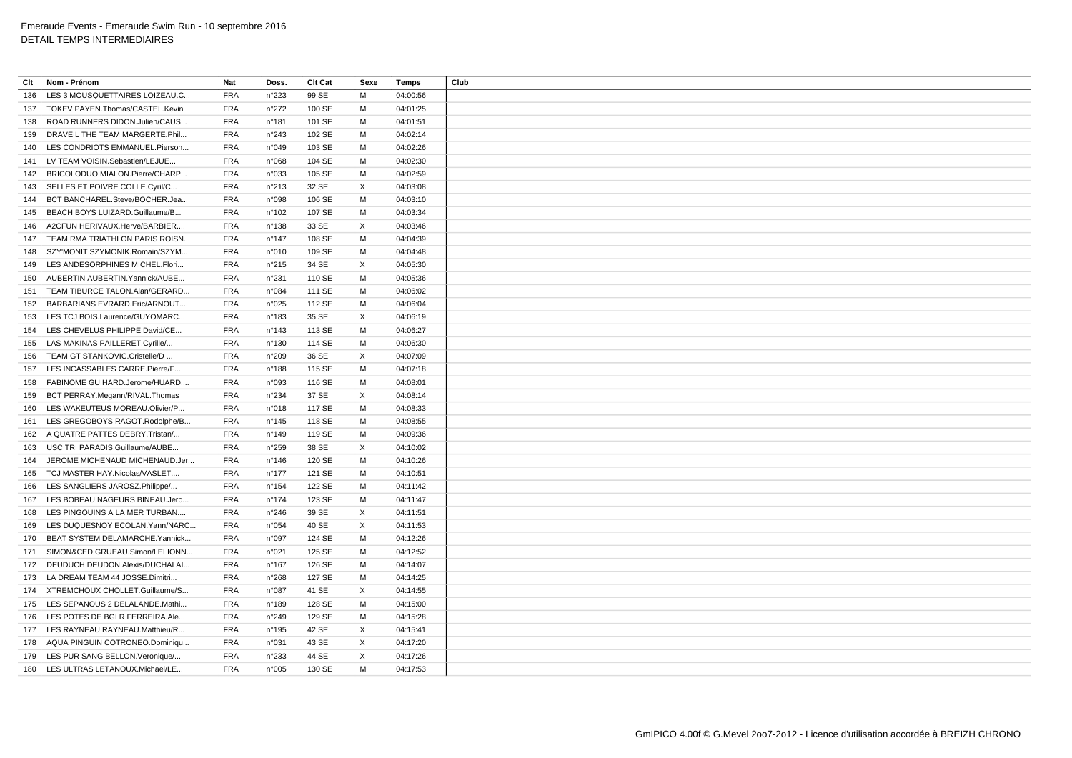Emeraude Events - Emeraude Swim Run - 10 septembre 2016
DETAIL TEMPS INTERMEDIAIRES

| Clt | Nom - Prénom | Nat | Doss. | Clt Cat | Sexe | Temps | Club |
|---|---|---|---|---|---|---|---|
| 136 | LES 3 MOUSQUETTAIRES LOIZEAU.C... | FRA | n°223 | 99 SE | M | 04:00:56 | |
| 137 | TOKEV PAYEN.Thomas/CASTEL.Kevin | FRA | n°272 | 100 SE | M | 04:01:25 | |
| 138 | ROAD RUNNERS DIDON.Julien/CAUS... | FRA | n°181 | 101 SE | M | 04:01:51 | |
| 139 | DRAVEIL THE TEAM MARGERTE.Phil... | FRA | n°243 | 102 SE | M | 04:02:14 | |
| 140 | LES CONDRIOTS EMMANUEL.Pierson... | FRA | n°049 | 103 SE | M | 04:02:26 | |
| 141 | LV TEAM VOISIN.Sebastien/LEJUE... | FRA | n°068 | 104 SE | M | 04:02:30 | |
| 142 | BRICOLODUO MIALON.Pierre/CHARP... | FRA | n°033 | 105 SE | M | 04:02:59 | |
| 143 | SELLES ET POIVRE COLLE.Cyril/C... | FRA | n°213 | 32 SE | X | 04:03:08 | |
| 144 | BCT BANCHAREL.Steve/BOCHER.Jea... | FRA | n°098 | 106 SE | M | 04:03:10 | |
| 145 | BEACH BOYS LUIZARD.Guillaume/B... | FRA | n°102 | 107 SE | M | 04:03:34 | |
| 146 | A2CFUN HERIVAUX.Herve/BARBIER.... | FRA | n°138 | 33 SE | X | 04:03:46 | |
| 147 | TEAM RMA TRIATHLON PARIS ROISN... | FRA | n°147 | 108 SE | M | 04:04:39 | |
| 148 | SZY'MONIT SZYMONIK.Romain/SZYM... | FRA | n°010 | 109 SE | M | 04:04:48 | |
| 149 | LES ANDESORPHINES MICHEL.Flori... | FRA | n°215 | 34 SE | X | 04:05:30 | |
| 150 | AUBERTIN AUBERTIN.Yannick/AUBE... | FRA | n°231 | 110 SE | M | 04:05:36 | |
| 151 | TEAM TIBURCE TALON.Alan/GERARD... | FRA | n°084 | 111 SE | M | 04:06:02 | |
| 152 | BARBARIANS EVRARD.Eric/ARNOUT.... | FRA | n°025 | 112 SE | M | 04:06:04 | |
| 153 | LES TCJ BOIS.Laurence/GUYOMARC... | FRA | n°183 | 35 SE | X | 04:06:19 | |
| 154 | LES CHEVELUS PHILIPPE.David/CE... | FRA | n°143 | 113 SE | M | 04:06:27 | |
| 155 | LAS MAKINAS PAILLERET.Cyrille/... | FRA | n°130 | 114 SE | M | 04:06:30 | |
| 156 | TEAM GT STANKOVIC.Cristelle/D ... | FRA | n°209 | 36 SE | X | 04:07:09 | |
| 157 | LES INCASSABLES CARRE.Pierre/F... | FRA | n°188 | 115 SE | M | 04:07:18 | |
| 158 | FABINOME GUIHARD.Jerome/HUARD.... | FRA | n°093 | 116 SE | M | 04:08:01 | |
| 159 | BCT PERRAY.Megann/RIVAL.Thomas | FRA | n°234 | 37 SE | X | 04:08:14 | |
| 160 | LES WAKEUTEUS MOREAU.Olivier/P... | FRA | n°018 | 117 SE | M | 04:08:33 | |
| 161 | LES GREGOBOYS RAGOT.Rodolphe/B... | FRA | n°145 | 118 SE | M | 04:08:55 | |
| 162 | A QUATRE PATTES DEBRY.Tristan/... | FRA | n°149 | 119 SE | M | 04:09:36 | |
| 163 | USC TRI PARADIS.Guillaume/AUBE... | FRA | n°259 | 38 SE | X | 04:10:02 | |
| 164 | JEROME MICHENAUD MICHENAUD.Jer... | FRA | n°146 | 120 SE | M | 04:10:26 | |
| 165 | TCJ MASTER HAY.Nicolas/VASLET.... | FRA | n°177 | 121 SE | M | 04:10:51 | |
| 166 | LES SANGLIERS JAROSZ.Philippe/... | FRA | n°154 | 122 SE | M | 04:11:42 | |
| 167 | LES BOBEAU NAGEURS BINEAU.Jero... | FRA | n°174 | 123 SE | M | 04:11:47 | |
| 168 | LES PINGOUINS A LA MER TURBAN.... | FRA | n°246 | 39 SE | X | 04:11:51 | |
| 169 | LES DUQUESNOY ECOLAN.Yann/NARC... | FRA | n°054 | 40 SE | X | 04:11:53 | |
| 170 | BEAT SYSTEM DELAMARCHE.Yannick... | FRA | n°097 | 124 SE | M | 04:12:26 | |
| 171 | SIMON&CED GRUEAU.Simon/LELIONN... | FRA | n°021 | 125 SE | M | 04:12:52 | |
| 172 | DEUDUCH DEUDON.Alexis/DUCHALAI... | FRA | n°167 | 126 SE | M | 04:14:07 | |
| 173 | LA DREAM TEAM 44 JOSSE.Dimitri... | FRA | n°268 | 127 SE | M | 04:14:25 | |
| 174 | XTREMCHOUX CHOLLET.Guillaume/S... | FRA | n°087 | 41 SE | X | 04:14:55 | |
| 175 | LES SEPANOUS 2 DELALANDE.Mathi... | FRA | n°189 | 128 SE | M | 04:15:00 | |
| 176 | LES POTES DE BGLR FERREIRA.Ale... | FRA | n°249 | 129 SE | M | 04:15:28 | |
| 177 | LES RAYNEAU RAYNEAU.Matthieu/R... | FRA | n°195 | 42 SE | X | 04:15:41 | |
| 178 | AQUA PINGUIN COTRONEO.Dominiqu... | FRA | n°031 | 43 SE | X | 04:17:20 | |
| 179 | LES PUR SANG BELLON.Veronique/... | FRA | n°233 | 44 SE | X | 04:17:26 | |
| 180 | LES ULTRAS LETANOUX.Michael/LE... | FRA | n°005 | 130 SE | M | 04:17:53 | |

GmIPICO 4.00f © G.Mevel 2oo7-2o12 - Licence d'utilisation accordée à BREIZH CHRONO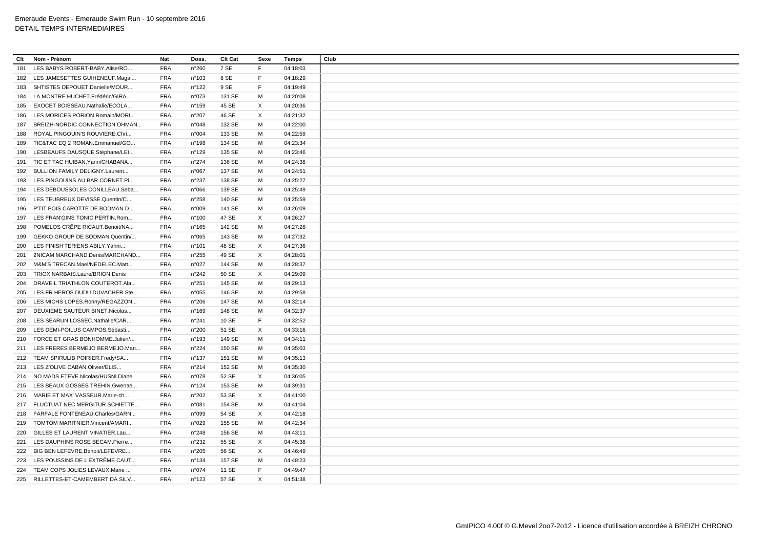Emeraude Events - Emeraude Swim Run - 10 septembre 2016
DETAIL TEMPS INTERMEDIAIRES

| Clt | Nom - Prénom | Nat | Doss. | Clt Cat | Sexe | Temps | Club |
|---|---|---|---|---|---|---|---|
| 181 | LES BABYS ROBERT-BABY.Alise/RO... | FRA | n°260 | 7 SE | F | 04:18:03 | |
| 182 | LES JAMESETTES GUIHENEUF.Magal... | FRA | n°103 | 8 SE | F | 04:18:29 | |
| 183 | SHTISTES DEPOUET.Danielle/MOUR... | FRA | n°122 | 9 SE | F | 04:19:49 | |
| 184 | LA MONTRE HUCHET.Frédéric/GIRA... | FRA | n°073 | 131 SE | M | 04:20:08 | |
| 185 | EXOCET BOISSEAU.Nathalie/ECOLA... | FRA | n°159 | 45 SE | X | 04:20:36 | |
| 186 | LES MORICES PORION.Romain/MORI... | FRA | n°207 | 46 SE | X | 04:21:32 | |
| 187 | BREIZH-NORDIC CONNECTION ÖHMAN... | FRA | n°048 | 132 SE | M | 04:22:00 | |
| 188 | ROYAL PINGOUIN'S ROUVIERE.Chri... | FRA | n°004 | 133 SE | M | 04:22:59 | |
| 189 | TIC&TAC EQ 2 ROMAN.Emmanuel/GO... | FRA | n°198 | 134 SE | M | 04:23:34 | |
| 190 | LESBEAUFS DAUSQUE.Stéphane/LEI... | FRA | n°129 | 135 SE | M | 04:23:46 | |
| 191 | TIC ET TAC HUIBAN.Yann/CHABANA... | FRA | n°274 | 136 SE | M | 04:24:38 | |
| 192 | BULLION FAMILY DELIGNY.Laurent... | FRA | n°067 | 137 SE | M | 04:24:51 | |
| 193 | LES PINGOUINS AU BAR CORNET.Pi... | FRA | n°237 | 138 SE | M | 04:25:27 | |
| 194 | LES DEBOUSSOLES CONILLEAU.Seba... | FRA | n°066 | 139 SE | M | 04:25:49 | |
| 195 | LES TEUBREUX DEVISSE.Quentin/C... | FRA | n°258 | 140 SE | M | 04:25:59 | |
| 196 | P'TIT POIS CAROTTE DE BODMAN.D... | FRA | n°009 | 141 SE | M | 04:26:09 | |
| 197 | LES FRAN'GINS TONIC PERTIN.Rom... | FRA | n°100 | 47 SE | X | 04:26:27 | |
| 198 | POMELOS CRÊPE RICAUT.Benoit/NA... | FRA | n°165 | 142 SE | M | 04:27:28 | |
| 199 | GEKKO GROUP DE BODMAN.Quentin/... | FRA | n°065 | 143 SE | M | 04:27:32 | |
| 200 | LES FINISH'TERIENS ABILY.Yanni... | FRA | n°101 | 48 SE | X | 04:27:36 | |
| 201 | 2NICAM MARCHAND.Denis/MARCHAND... | FRA | n°255 | 49 SE | X | 04:28:01 | |
| 202 | M&M'S TRECAN.Mael/NEDELEC.Matt... | FRA | n°027 | 144 SE | M | 04:28:37 | |
| 203 | TRIOX NARBAIS.Laure/BRION.Denis | FRA | n°242 | 50 SE | X | 04:29:09 | |
| 204 | DRAVEIL TRIATHLON COUTEROT.Ala... | FRA | n°251 | 145 SE | M | 04:29:13 | |
| 205 | LES FR HEROS DUDU DUVACHER.Ste... | FRA | n°055 | 146 SE | M | 04:29:58 | |
| 206 | LES MICHS LOPES.Ronny/REGAZZON... | FRA | n°206 | 147 SE | M | 04:32:14 | |
| 207 | DEUXIEME SAUTEUR BINET.Nicolas... | FRA | n°169 | 148 SE | M | 04:32:37 | |
| 208 | LES SEARUN LOSSEC.Nathalie/CAR... | FRA | n°241 | 10 SE | F | 04:32:52 | |
| 209 | LES DEMI-POILUS CAMPOS.Sébasti... | FRA | n°200 | 51 SE | X | 04:33:16 | |
| 210 | FORCE ET GRAS BONHOMME.Julien/... | FRA | n°193 | 149 SE | M | 04:34:11 | |
| 211 | LES FRERES BERMEJO BERMEJO.Man... | FRA | n°224 | 150 SE | M | 04:35:03 | |
| 212 | TEAM SPIRULIB POIRIER.Fredy/SA... | FRA | n°137 | 151 SE | M | 04:35:13 | |
| 213 | LES Z'OLIVE CABAN.Olivier/ELIS... | FRA | n°214 | 152 SE | M | 04:35:30 | |
| 214 | NO MADS ETEVE.Nicolas/HUSNI.Diane | FRA | n°078 | 52 SE | X | 04:36:05 | |
| 215 | LES BEAUX GOSSES TREHIN.Gwenae... | FRA | n°124 | 153 SE | M | 04:39:31 | |
| 216 | MARIE ET MAX' VASSEUR.Marie-ch... | FRA | n°202 | 53 SE | X | 04:41:00 | |
| 217 | FLUCTUAT NEC MERGITUR SCHIETTE... | FRA | n°081 | 154 SE | M | 04:41:04 | |
| 218 | FARFALE FONTENEAU.Charles/GARN... | FRA | n°099 | 54 SE | X | 04:42:18 | |
| 219 | TOMTOM MARITNIER.Vincent/AMARI... | FRA | n°029 | 155 SE | M | 04:42:34 | |
| 220 | GILLES ET LAURENT VINATIER.Lau... | FRA | n°248 | 156 SE | M | 04:43:11 | |
| 221 | LES DAUPHINS ROSE BECAM.Pierre... | FRA | n°232 | 55 SE | X | 04:45:38 | |
| 222 | BIG BEN LEFEVRE.Benoit/LEFEVRE... | FRA | n°205 | 56 SE | X | 04:46:49 | |
| 223 | LES POUSSINS DE L'EXTRÊME CAUT... | FRA | n°134 | 157 SE | M | 04:48:23 | |
| 224 | TEAM COPS JOLIES LEVAUX.Marie ... | FRA | n°074 | 11 SE | F | 04:49:47 | |
| 225 | RILLETTES-ET-CAMEMBERT DA SILV... | FRA | n°123 | 57 SE | X | 04:51:38 | |

GmIPICO 4.00f © G.Mevel 2oo7-2o12 - Licence d'utilisation accordée à BREIZH CHRONO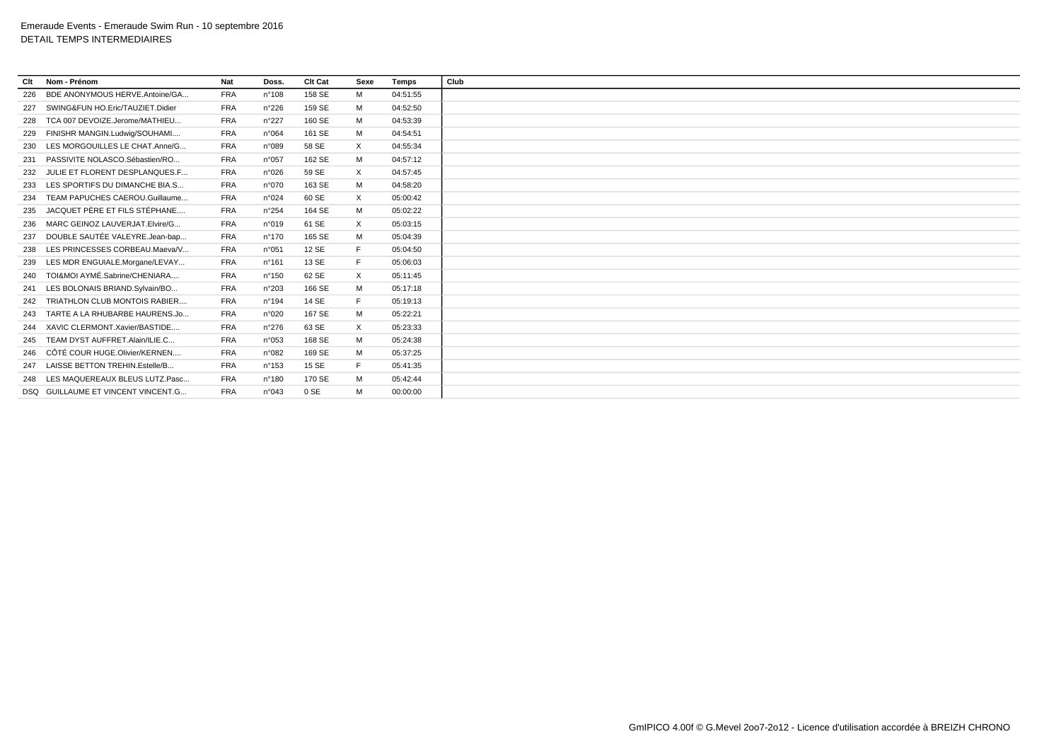Emeraude Events - Emeraude Swim Run - 10 septembre 2016
DETAIL TEMPS INTERMEDIAIRES

| Clt | Nom - Prénom | Nat | Doss. | Clt Cat | Sexe | Temps | Club |
|---|---|---|---|---|---|---|---|
| 226 | BDE ANONYMOUS HERVE.Antoine/GA... | FRA | n°108 | 158 SE | M | 04:51:55 | |
| 227 | SWING&FUN HO.Eric/TAUZIET.Didier | FRA | n°226 | 159 SE | M | 04:52:50 | |
| 228 | TCA 007 DEVOIZE.Jerome/MATHIEU... | FRA | n°227 | 160 SE | M | 04:53:39 | |
| 229 | FINISHR MANGIN.Ludwig/SOUHAMI.... | FRA | n°064 | 161 SE | M | 04:54:51 | |
| 230 | LES MORGOUILLES LE CHAT.Anne/G... | FRA | n°089 | 58 SE | X | 04:55:34 | |
| 231 | PASSIVITE NOLASCO.Sébastien/RO... | FRA | n°057 | 162 SE | M | 04:57:12 | |
| 232 | JULIE ET FLORENT DESPLANQUES.F... | FRA | n°026 | 59 SE | X | 04:57:45 | |
| 233 | LES SPORTIFS DU DIMANCHE BIA.S... | FRA | n°070 | 163 SE | M | 04:58:20 | |
| 234 | TEAM PAPUCHES CAEROU.Guillaume... | FRA | n°024 | 60 SE | X | 05:00:42 | |
| 235 | JACQUET PÈRE ET FILS STÉPHANE.... | FRA | n°254 | 164 SE | M | 05:02:22 | |
| 236 | MARC GEINOZ LAUVERJAT.Elvire/G... | FRA | n°019 | 61 SE | X | 05:03:15 | |
| 237 | DOUBLE SAUTÉE VALEYRE.Jean-bap... | FRA | n°170 | 165 SE | M | 05:04:39 | |
| 238 | LES PRINCESSES CORBEAU.Maeva/V... | FRA | n°051 | 12 SE | F | 05:04:50 | |
| 239 | LES MDR ENGUIALE.Morgane/LEVAY... | FRA | n°161 | 13 SE | F | 05:06:03 | |
| 240 | TOI&MOI AYMÉ.Sabrine/CHENIARA.... | FRA | n°150 | 62 SE | X | 05:11:45 | |
| 241 | LES BOLONAIS BRIAND.Sylvain/BO... | FRA | n°203 | 166 SE | M | 05:17:18 | |
| 242 | TRIATHLON CLUB MONTOIS RABIER.... | FRA | n°194 | 14 SE | F | 05:19:13 | |
| 243 | TARTE A LA RHUBARBE HAURENS.Jo... | FRA | n°020 | 167 SE | M | 05:22:21 | |
| 244 | XAVIC CLERMONT.Xavier/BASTIDE.... | FRA | n°276 | 63 SE | X | 05:23:33 | |
| 245 | TEAM DYST AUFFRET.Alain/ILIE.C... | FRA | n°053 | 168 SE | M | 05:24:38 | |
| 246 | CÔTÉ COUR HUGE.Olivier/KERNEN.... | FRA | n°082 | 169 SE | M | 05:37:25 | |
| 247 | LAISSE BETTON TREHIN.Estelle/B... | FRA | n°153 | 15 SE | F | 05:41:35 | |
| 248 | LES MAQUEREAUX BLEUS LUTZ.Pasc... | FRA | n°180 | 170 SE | M | 05:42:44 | |
| DSQ | GUILLAUME ET VINCENT VINCENT.G... | FRA | n°043 | 0 SE | M | 00:00:00 | |

GmIPICO 4.00f © G.Mevel 2oo7-2o12 - Licence d'utilisation accordée à BREIZH CHRONO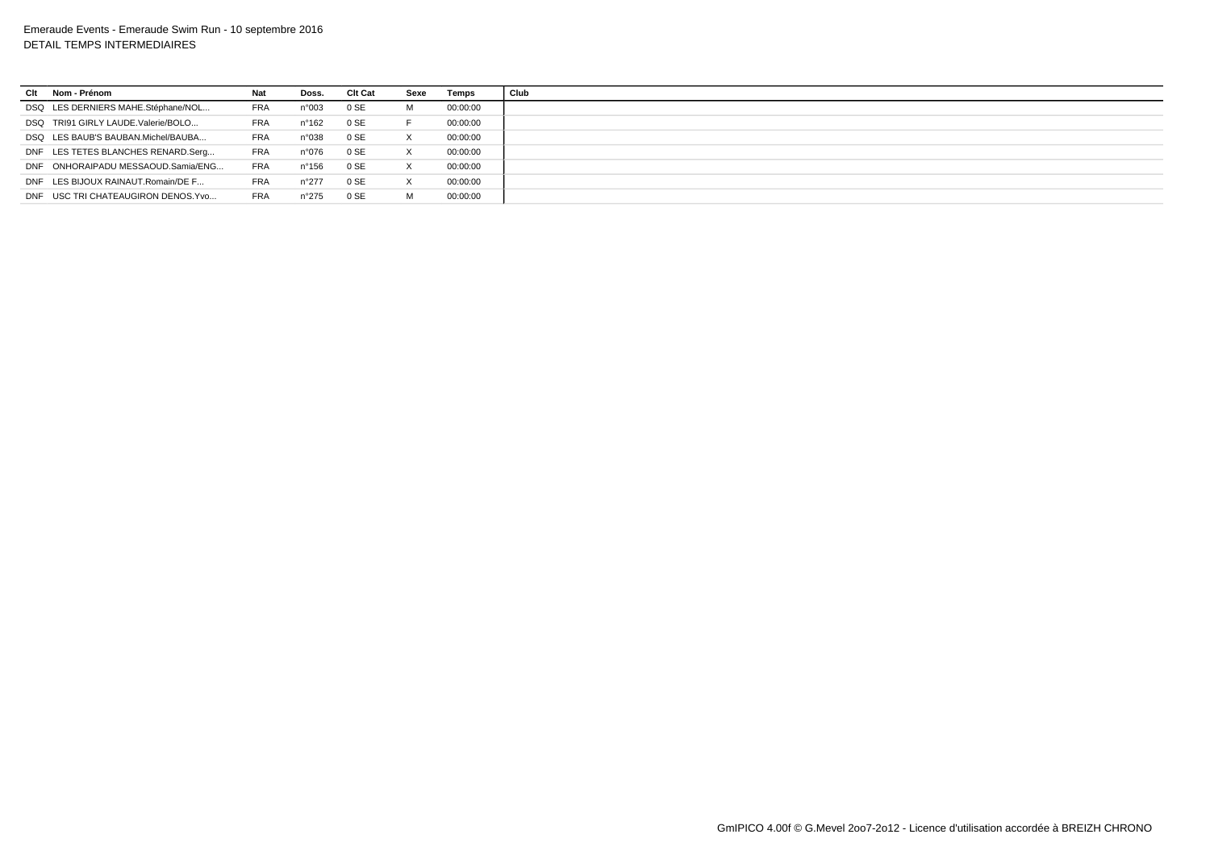Emeraude Events - Emeraude Swim Run - 10 septembre 2016

DETAIL TEMPS INTERMEDIAIRES

| Clt | Nom - Prénom | Nat | Doss. | Clt Cat | Sexe | Temps | Club |
|---|---|---|---|---|---|---|---|
| DSQ | LES DERNIERS MAHE.Stéphane/NOL... | FRA | n°003 | 0 SE | M | 00:00:00 | |
| DSQ | TRI91 GIRLY LAUDE.Valerie/BOLO... | FRA | n°162 | 0 SE | F | 00:00:00 | |
| DSQ | LES BAUB'S BAUBAN.Michel/BAUBA... | FRA | n°038 | 0 SE | X | 00:00:00 | |
| DNF | LES TETES BLANCHES RENARD.Serg... | FRA | n°076 | 0 SE | X | 00:00:00 | |
| DNF | ONHORAIPADU MESSAOUD.Samia/ENG... | FRA | n°156 | 0 SE | X | 00:00:00 | |
| DNF | LES BIJOUX RAINAUT.Romain/DE F... | FRA | n°277 | 0 SE | X | 00:00:00 | |
| DNF | USC TRI CHATEAUGIRON DENOS.Yvo... | FRA | n°275 | 0 SE | M | 00:00:00 | |

GmIPICO 4.00f © G.Mevel 2oo7-2o12 - Licence d'utilisation accordée à BREIZH CHRONO